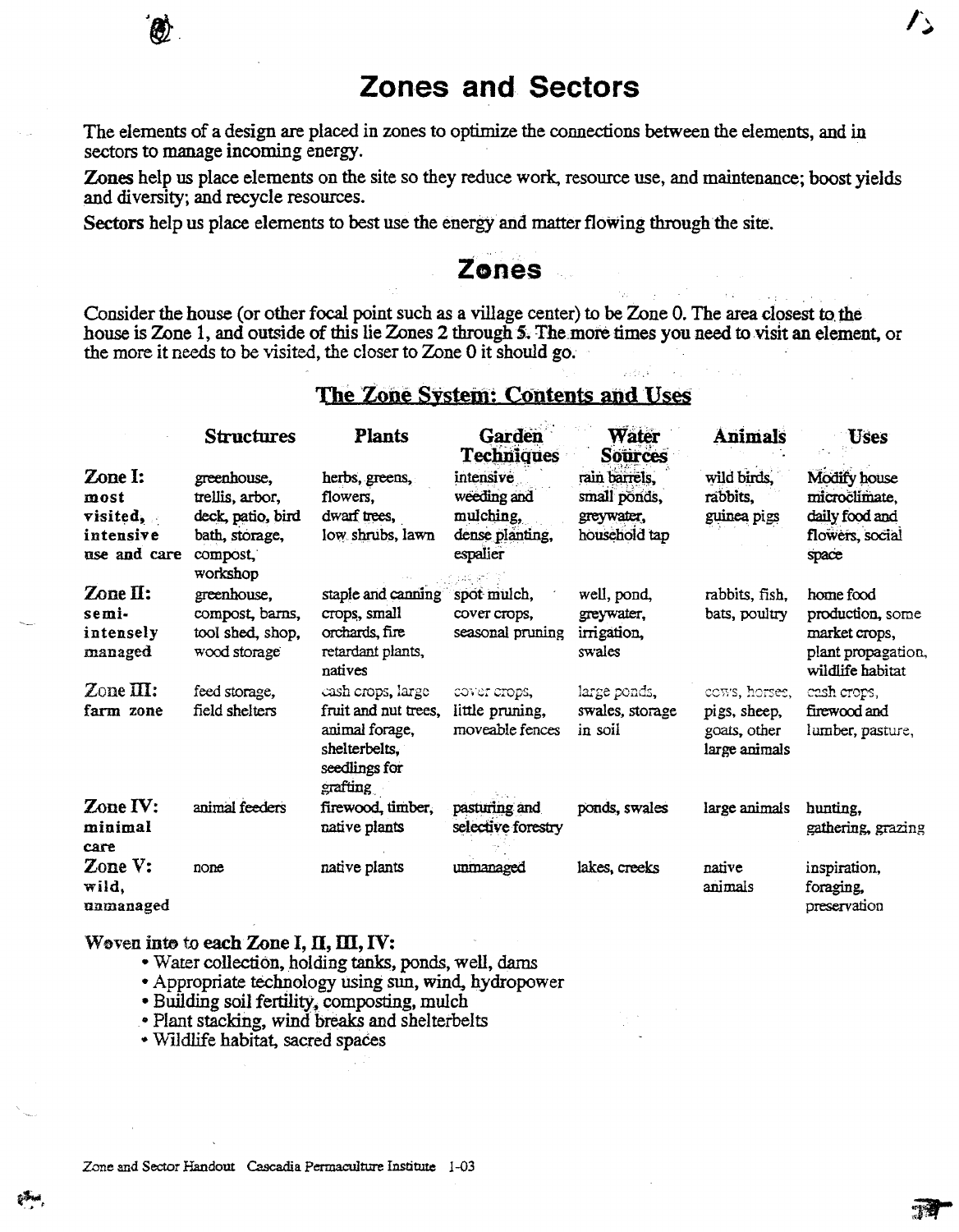# Zones and Sectors

The elements of a design are placed in zones to optimize the connections between the elements, and in sectors to manage incoming energy.

**Zones** help us place elements on the site so they reduce work, resource use, and maintenance; boost yields and diversity; and recycle resources.

**Sectors** help us place elements to best use the energy and matter flowing through the site.

## Zones

Consider the house (or other focal point such as a village center) to be Zone 0. The area closest to the house is Zone 1, and outside of this lie Zones 2 through 5. The more times you need to visit an element, or the more it needs to be visited, the closer to Zone 0 it should go.

### The Zone System: Contents and Uses

| | Structures | Plants | Garden Techniques | Water Sources | Animals | Uses |
|---|---|---|---|---|---|---|
| **Zone I:** most visited, intensive use and care | greenhouse, trellis, arbor, deck, patio, bird bath, storage, compost, workshop | herbs, greens, flowers, dwarf trees, low shrubs, lawn | intensive weeding and mulching, dense planting, espalier | rain barrels, small ponds, greywater, household tap | wild birds, rabbits, guinea pigs | Modify house microclimate, daily food and flowers, social space |
| **Zone II:** semi-intensely managed | greenhouse, compost, barns, tool shed, shop, wood storage | staple and canning crops, small orchards, fire retardant plants, natives | spot mulch, cover crops, seasonal pruning | well, pond, greywater, irrigation, swales | rabbits, fish, bats, poultry | home food production, some market crops, plant propagation, wildlife habitat |
| **Zone III:** farm zone | feed storage, field shelters | cash crops, large fruit and nut trees, animal forage, shelterbelts, seedlings for grafting | cover crops, little pruning, moveable fences | large ponds, swales, storage in soil | cows, horses, pigs, sheep, goats, other large animals | cash crops, firewood and lumber, pasture, |
| **Zone IV:** minimal care | animal feeders | firewood, timber, native plants | pasturing and selective forestry | ponds, swales | large animals | hunting, gathering, grazing |
| **Zone V:** wild, unmanaged | none | native plants | unmanaged | lakes, creeks | native animals | inspiration, foraging, preservation |

**Woven into to each Zone I, II, III, IV:**

- Water collection, holding tanks, ponds, well, dams
- Appropriate technology using sun, wind, hydropower
- Building soil fertility, composting, mulch
- Plant stacking, wind breaks and shelterbelts
- Wildlife habitat, sacred spaces

Zone and Sector Handout Cascadia Permaculture Institute 1-03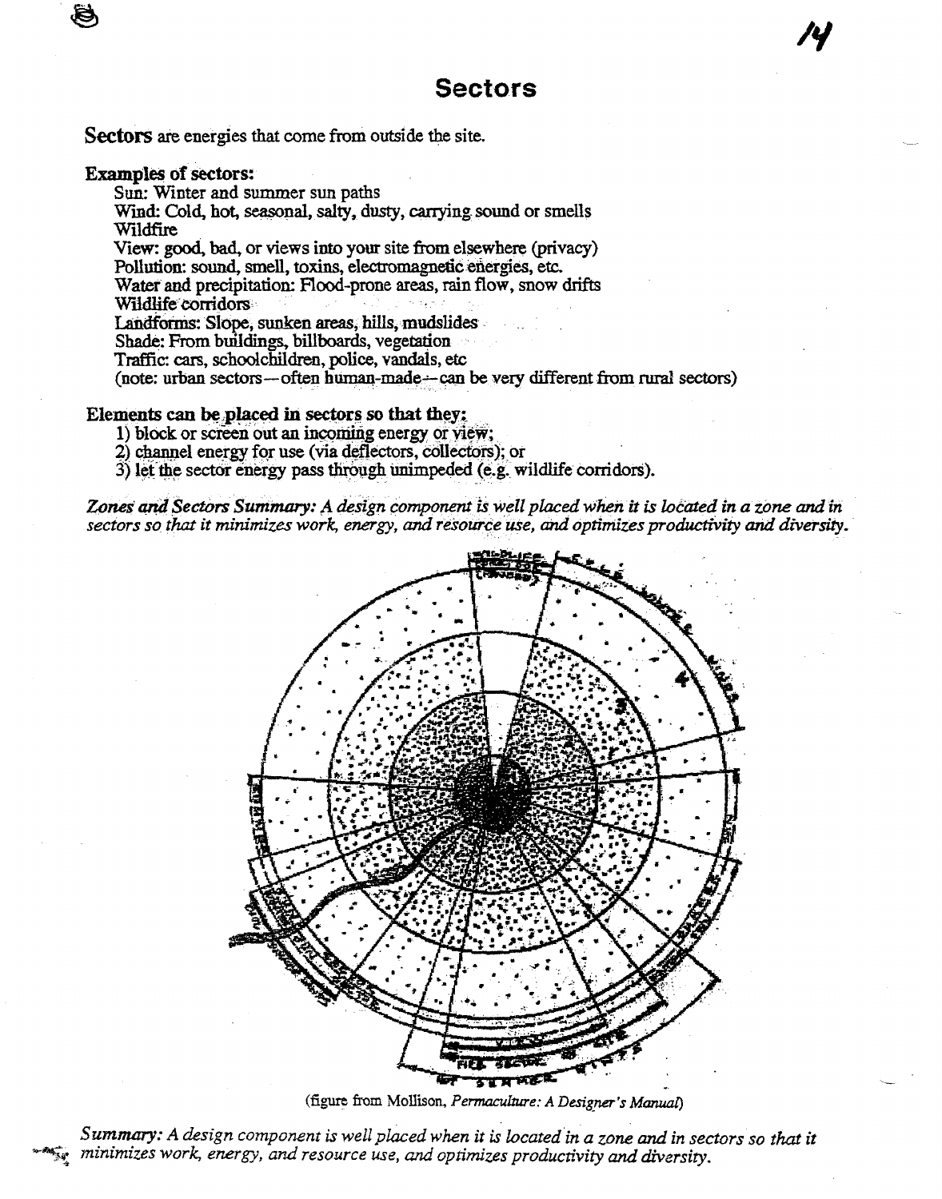# Sectors

**Sectors** are energies that come from outside the site.

**Examples of sectors:**

- Sun: Winter and summer sun paths
- Wind: Cold, hot, seasonal, salty, dusty, carrying sound or smells
- Wildfire
- View: good, bad, or views into your site from elsewhere (privacy)
- Pollution: sound, smell, toxins, electromagnetic energies, etc.
- Water and precipitation: Flood-prone areas, rain flow, snow drifts
- Wildlife corridors
- Landforms: Slope, sunken areas, hills, mudslides
- Shade: From buildings, billboards, vegetation
- Traffic: cars, schoolchildren, police, vandals, etc
- (note: urban sectors—often human-made—can be very different from rural sectors)

**Elements can be placed in sectors so that they:**

1) block or screen out an incoming energy or view;
2) channel energy for use (via deflectors, collectors); or
3) let the sector energy pass through unimpeded (e.g. wildlife corridors).

*Zones and Sectors Summary: A design component is well placed when it is located in a zone and in sectors so that it minimizes work, energy, and resource use, and optimizes productivity and diversity.*

(figure from Mollison, *Permaculture: A Designer's Manual*)

*Summary: A design component is well placed when it is located in a zone and in sectors so that it minimizes work, energy, and resource use, and optimizes productivity and diversity.*